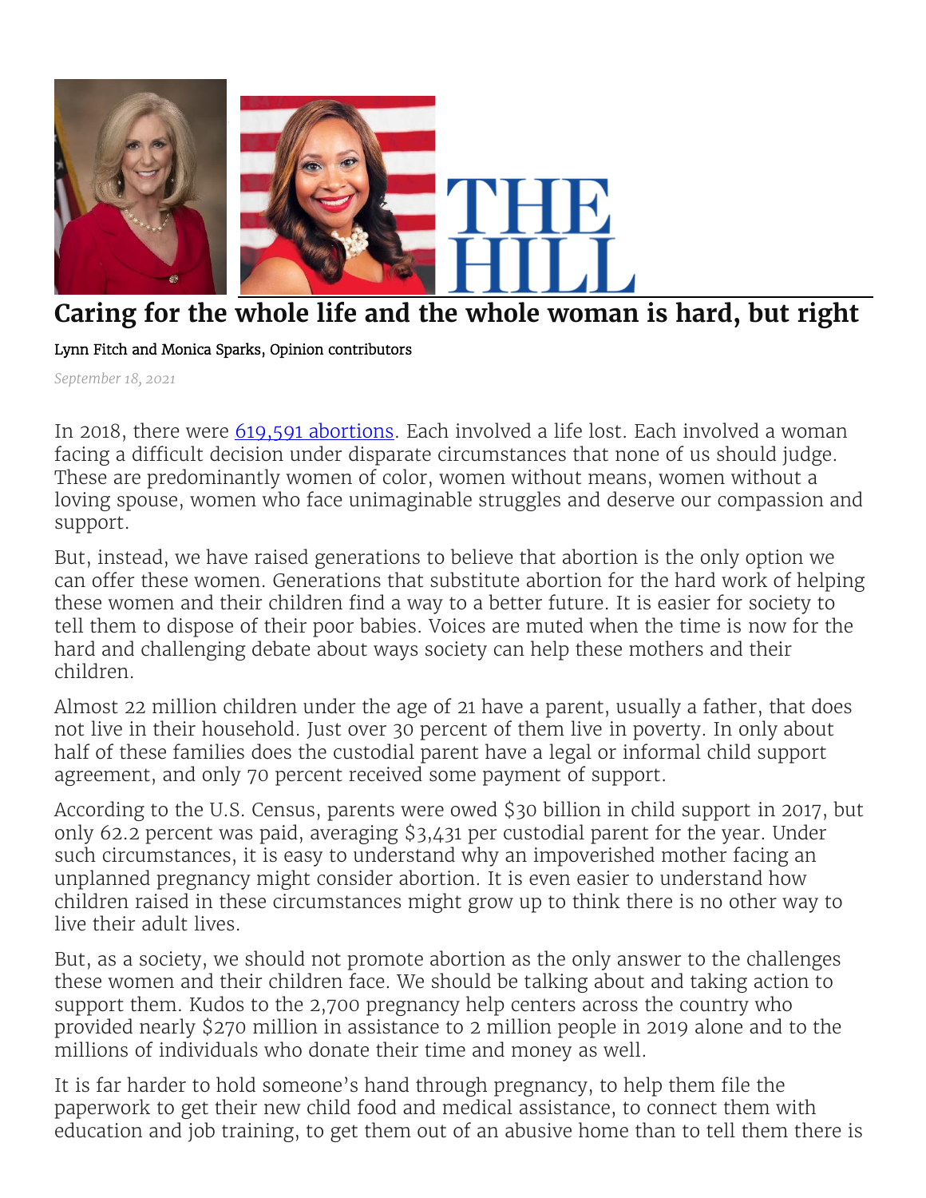# Caring for the whole life and the whole woman is hard, but right

Lynn Fitch and Monica Sparks, Opinion contributors

*September 18, 2021*

In 2018, there were [619,591 abortions](). Each involved a life lost. Each involved a woman facing a difficult decision under disparate circumstances that none of us should judge. These are predominantly women of color, women without means, women without a loving spouse, women who face unimaginable struggles and deserve our compassion and support.

But, instead, we have raised generations to believe that abortion is the only option we can offer these women. Generations that substitute abortion for the hard work of helping these women and their children find a way to a better future. It is easier for society to tell them to dispose of their poor babies. Voices are muted when the time is now for the hard and challenging debate about ways society can help these mothers and their children.

Almost 22 million children under the age of 21 have a parent, usually a father, that does not live in their household. Just over 30 percent of them live in poverty. In only about half of these families does the custodial parent have a legal or informal child support agreement, and only 70 percent received some payment of support.

According to the U.S. Census, parents were owed $30 billion in child support in 2017, but only 62.2 percent was paid, averaging $3,431 per custodial parent for the year. Under such circumstances, it is easy to understand why an impoverished mother facing an unplanned pregnancy might consider abortion. It is even easier to understand how children raised in these circumstances might grow up to think there is no other way to live their adult lives.

But, as a society, we should not promote abortion as the only answer to the challenges these women and their children face. We should be talking about and taking action to support them. Kudos to the 2,700 pregnancy help centers across the country who provided nearly $270 million in assistance to 2 million people in 2019 alone and to the millions of individuals who donate their time and money as well.

It is far harder to hold someone's hand through pregnancy, to help them file the paperwork to get their new child food and medical assistance, to connect them with education and job training, to get them out of an abusive home than to tell them there is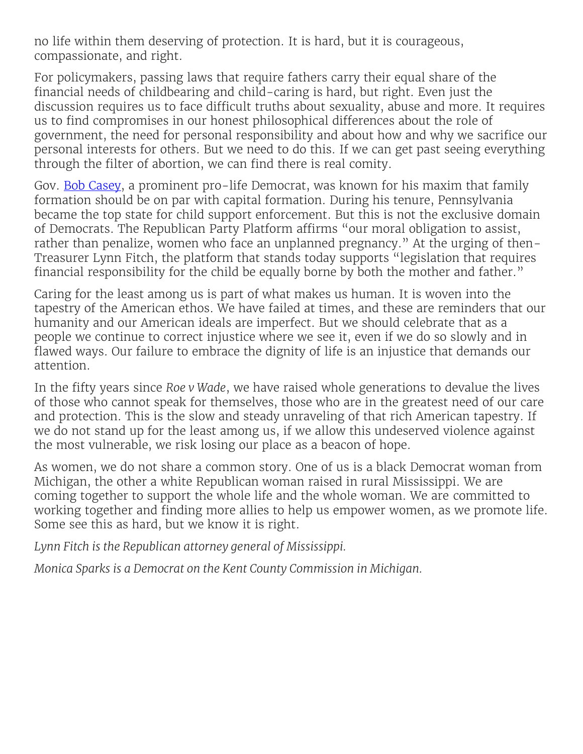no life within them deserving of protection. It is hard, but it is courageous, compassionate, and right.

For policymakers, passing laws that require fathers carry their equal share of the financial needs of childbearing and child-caring is hard, but right. Even just the discussion requires us to face difficult truths about sexuality, abuse and more. It requires us to find compromises in our honest philosophical differences about the role of government, the need for personal responsibility and about how and why we sacrifice our personal interests for others. But we need to do this. If we can get past seeing everything through the filter of abortion, we can find there is real comity.

Gov. Bob Casey, a prominent pro-life Democrat, was known for his maxim that family formation should be on par with capital formation. During his tenure, Pennsylvania became the top state for child support enforcement. But this is not the exclusive domain of Democrats. The Republican Party Platform affirms "our moral obligation to assist, rather than penalize, women who face an unplanned pregnancy." At the urging of then-Treasurer Lynn Fitch, the platform that stands today supports "legislation that requires financial responsibility for the child be equally borne by both the mother and father."

Caring for the least among us is part of what makes us human. It is woven into the tapestry of the American ethos. We have failed at times, and these are reminders that our humanity and our American ideals are imperfect. But we should celebrate that as a people we continue to correct injustice where we see it, even if we do so slowly and in flawed ways. Our failure to embrace the dignity of life is an injustice that demands our attention.

In the fifty years since *Roe v Wade*, we have raised whole generations to devalue the lives of those who cannot speak for themselves, those who are in the greatest need of our care and protection. This is the slow and steady unraveling of that rich American tapestry. If we do not stand up for the least among us, if we allow this undeserved violence against the most vulnerable, we risk losing our place as a beacon of hope.

As women, we do not share a common story. One of us is a black Democrat woman from Michigan, the other a white Republican woman raised in rural Mississippi. We are coming together to support the whole life and the whole woman. We are committed to working together and finding more allies to help us empower women, as we promote life. Some see this as hard, but we know it is right.

*Lynn Fitch is the Republican attorney general of Mississippi.*

*Monica Sparks is a Democrat on the Kent County Commission in Michigan.*